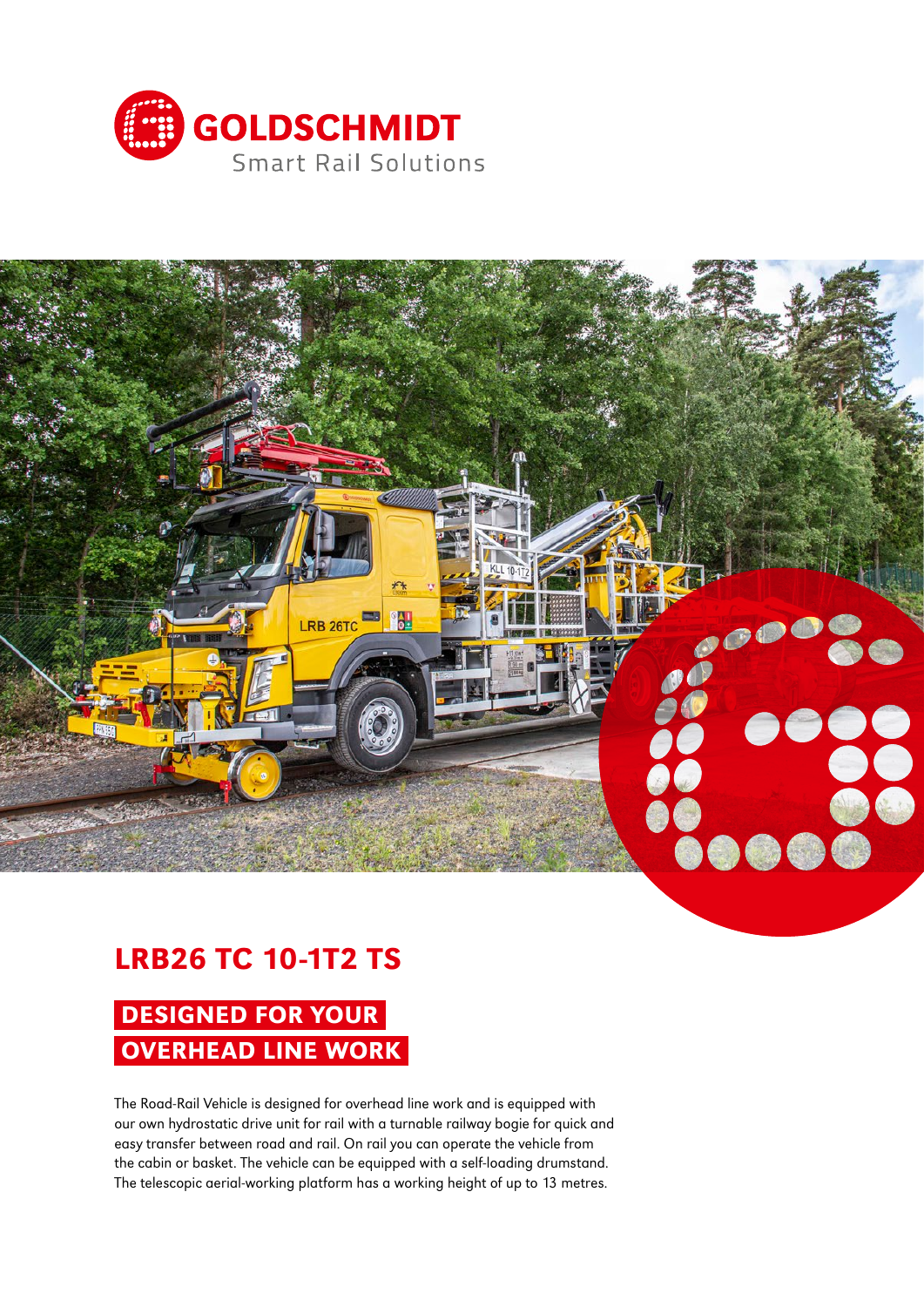GOLDSCHMIDT

Smart Rail Solutions

# LRB26 TC 10-1T2 TS

## DESIGNED FOR YOUR OVERHEAD LINE WORK

The Road-Rail Vehicle is designed for overhead line work and is equipped with our own hydrostatic drive unit for rail with a turnable railway bogie for quick and easy transfer between road and rail. On rail you can operate the vehicle from the cabin or basket. The vehicle can be equipped with a self-loading drumstand. The telescopic aerial-working platform has a working height of up to 13 metres.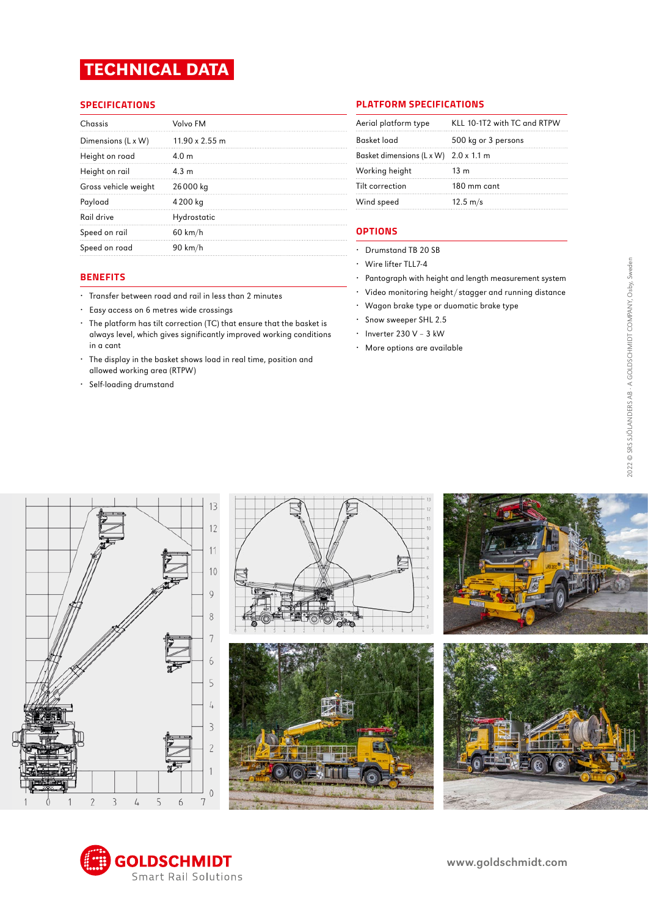# TECHNICAL DATA

## SPECIFICATIONS

| | |
|---|---|
| Chassis | Volvo FM |
| Dimensions (L x W) | 11.90 x 2.55 m |
| Height on road | 4.0 m |
| Height on rail | 4.3 m |
| Gross vehicle weight | 26 000 kg |
| Payload | 4 200 kg |
| Rail drive | Hydrostatic |
| Speed on rail | 60 km/h |
| Speed on road | 90 km/h |

## BENEFITS

- Transfer between road and rail in less than 2 minutes
- Easy access on 6 metres wide crossings
- The platform has tilt correction (TC) that ensure that the basket is always level, which gives significantly improved working conditions in a cant
- The display in the basket shows load in real time, position and allowed working area (RTPW)
- Self-loading drumstand

## PLATFORM SPECIFICATIONS

| | |
|---|---|
| Aerial platform type | KLL 10-1T2 with TC and RTPW |
| Basket load | 500 kg or 3 persons |
| Basket dimensions (L x W) | 2.0 x 1.1 m |
| Working height | 13 m |
| Tilt correction | 180 mm cant |
| Wind speed | 12.5 m/s |

## OPTIONS

- Drumstand TB 20 SB
- Wire lifter TLL7-4
- Pantograph with height and length measurement system
- Video monitoring height/ stagger and running distance
- Wagon brake type or duomatic brake type
- Snow sweeper SHL 2.5
- Inverter 230 V – 3 kW
- More options are available

2022 © SRS SJÖLANDERS AB - A GOLDSCHMIDT COMPANY, Osby, Sweden

GOLDSCHMIDT
Smart Rail Solutions

www.goldschmidt.com